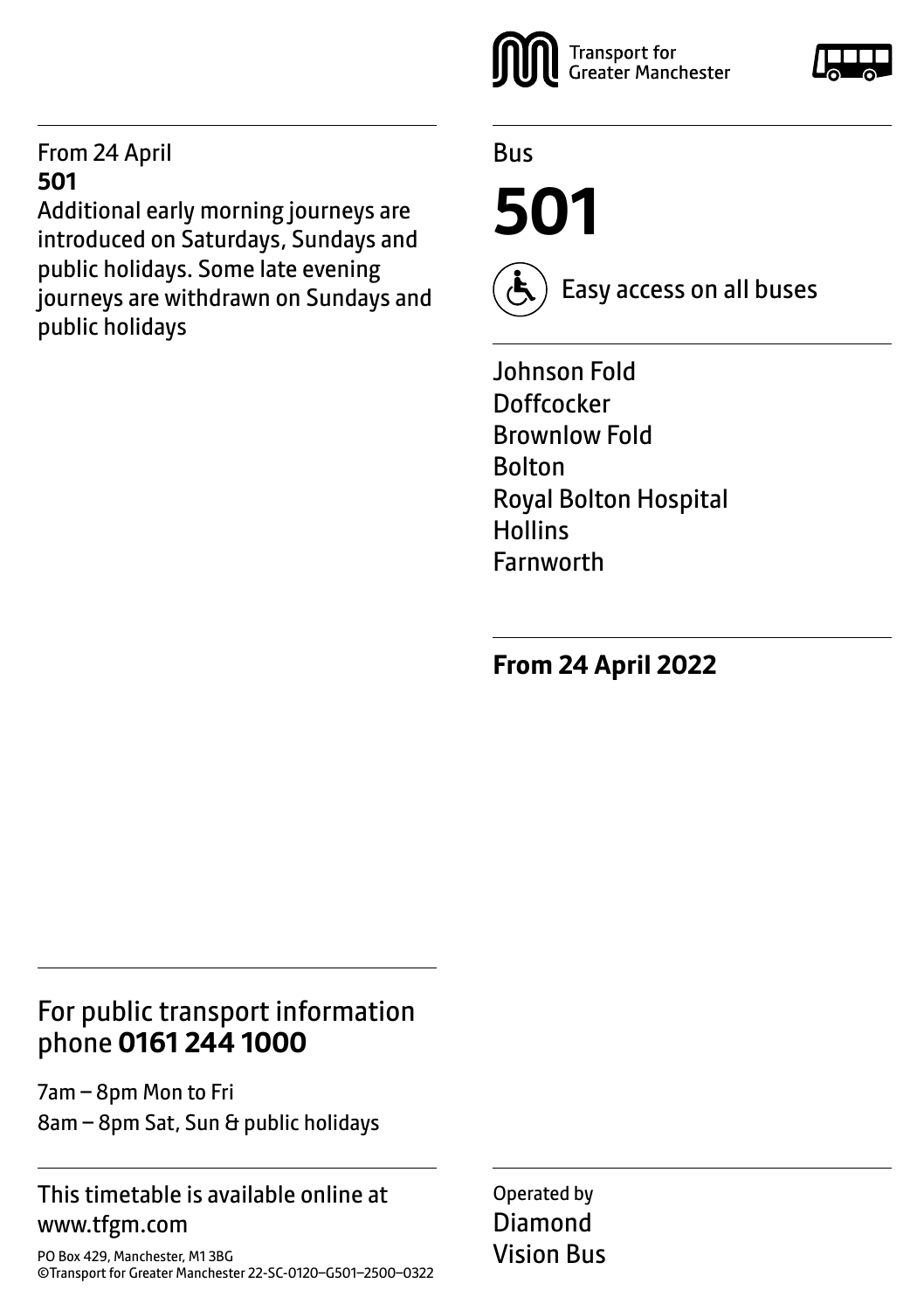Transport for Greater Manchester

Bus

# 501

Easy access on all buses

Johnson Fold
Doffcocker
Brownlow Fold
Bolton
Royal Bolton Hospital
Hollins
Farnworth

**From 24 April 2022**

From 24 April
**501**
Additional early morning journeys are introduced on Saturdays, Sundays and public holidays. Some late evening journeys are withdrawn on Sundays and public holidays

For public transport information phone **0161 244 1000**

7am – 8pm Mon to Fri
8am – 8pm Sat, Sun & public holidays

This timetable is available online at www.tfgm.com

PO Box 429, Manchester, M1 3BG
©Transport for Greater Manchester 22-SC-0120–G501–2500–0322

Operated by
Diamond
Vision Bus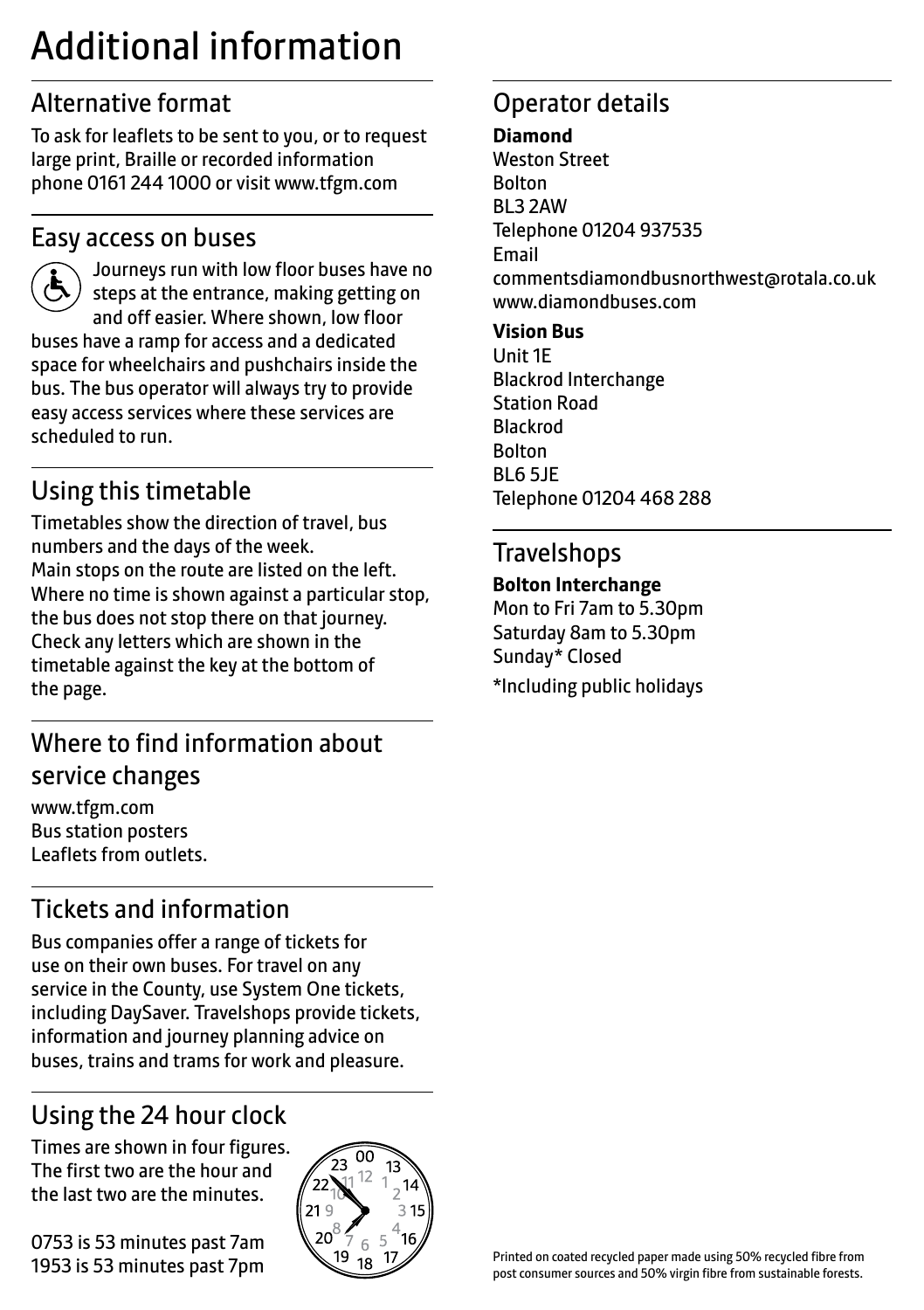# Additional information

## Alternative format

To ask for leaflets to be sent to you, or to request large print, Braille or recorded information phone 0161 244 1000 or visit www.tfgm.com

## Easy access on buses

Journeys run with low floor buses have no steps at the entrance, making getting on and off easier. Where shown, low floor buses have a ramp for access and a dedicated space for wheelchairs and pushchairs inside the bus. The bus operator will always try to provide easy access services where these services are scheduled to run.

## Using this timetable

Timetables show the direction of travel, bus numbers and the days of the week.
Main stops on the route are listed on the left. Where no time is shown against a particular stop, the bus does not stop there on that journey. Check any letters which are shown in the timetable against the key at the bottom of the page.

## Where to find information about service changes

www.tfgm.com
Bus station posters
Leaflets from outlets.

## Tickets and information

Bus companies offer a range of tickets for use on their own buses. For travel on any service in the County, use System One tickets, including DaySaver. Travelshops provide tickets, information and journey planning advice on buses, trains and trams for work and pleasure.

## Using the 24 hour clock

Times are shown in four figures. The first two are the hour and the last two are the minutes.

0753 is 53 minutes past 7am
1953 is 53 minutes past 7pm

## Operator details

**Diamond**
Weston Street
Bolton
BL3 2AW
Telephone 01204 937535
Email
commentsdiamondbusnorthwest@rotala.co.uk
www.diamondbuses.com

**Vision Bus**
Unit 1E
Blackrod Interchange
Station Road
Blackrod
Bolton
BL6 5JE
Telephone 01204 468 288

## Travelshops

**Bolton Interchange**
Mon to Fri 7am to 5.30pm
Saturday 8am to 5.30pm
Sunday* Closed

*Including public holidays

Printed on coated recycled paper made using 50% recycled fibre from post consumer sources and 50% virgin fibre from sustainable forests.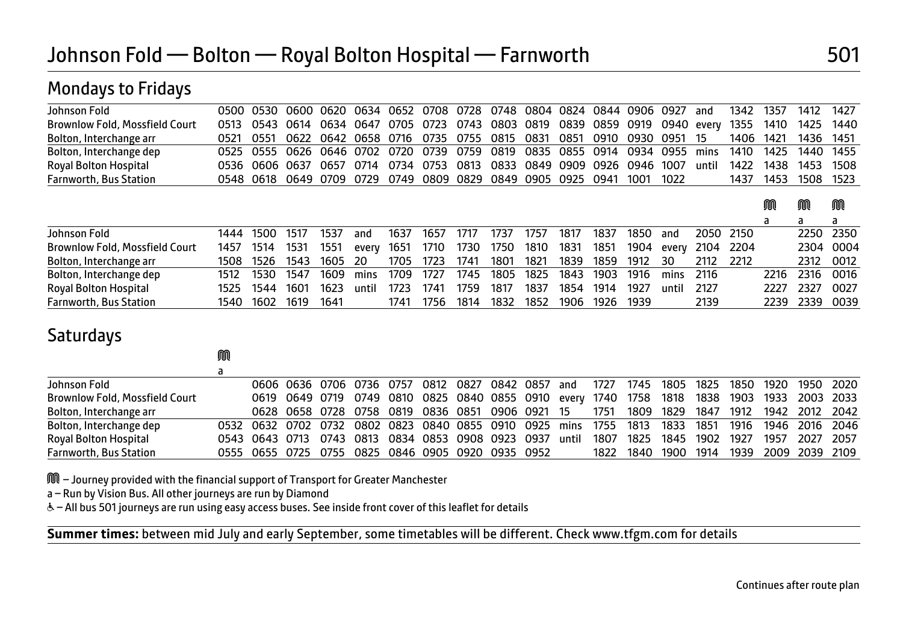# Johnson Fold — Bolton — Royal Bolton Hospital — Farnworth

# 501

## Mondays to Fridays

| | | | | | | | | | | | | | | | | | | | |
|---|---|---|---|---|---|---|---|---|---|---|---|---|---|---|---|---|---|---|---|
| Johnson Fold | 0500 | 0530 | 0600 | 0620 | 0634 | 0652 | 0708 | 0728 | 0748 | 0804 | 0824 | 0844 | 0906 | 0927 | and | 1342 | 1357 | 1412 | 1427 |
| Brownlow Fold, Mossfield Court | 0513 | 0543 | 0614 | 0634 | 0647 | 0705 | 0723 | 0743 | 0803 | 0819 | 0839 | 0859 | 0919 | 0940 | every | 1355 | 1410 | 1425 | 1440 |
| Bolton, Interchange arr | 0521 | 0551 | 0622 | 0642 | 0658 | 0716 | 0735 | 0755 | 0815 | 0831 | 0851 | 0910 | 0930 | 0951 | 15 | 1406 | 1421 | 1436 | 1451 |
| Bolton, Interchange dep | 0525 | 0555 | 0626 | 0646 | 0702 | 0720 | 0739 | 0759 | 0819 | 0835 | 0855 | 0914 | 0934 | 0955 | mins | 1410 | 1425 | 1440 | 1455 |
| Royal Bolton Hospital | 0536 | 0606 | 0637 | 0657 | 0714 | 0734 | 0753 | 0813 | 0833 | 0849 | 0909 | 0926 | 0946 | 1007 | until | 1422 | 1438 | 1453 | 1508 |
| Farnworth, Bus Station | 0548 | 0618 | 0649 | 0709 | 0729 | 0749 | 0809 | 0829 | 0849 | 0905 | 0925 | 0941 | 1001 | 1022 | | 1437 | 1453 | 1508 | 1523 |

| | | | | | | | | | | | | | | | | | Ⓜ a | Ⓜ a | Ⓜ a |
|---|---|---|---|---|---|---|---|---|---|---|---|---|---|---|---|---|---|---|---|
| Johnson Fold | 1444 | 1500 | 1517 | 1537 | and | 1637 | 1657 | 1717 | 1737 | 1757 | 1817 | 1837 | 1850 | and | 2050 | 2150 | | 2250 | 2350 |
| Brownlow Fold, Mossfield Court | 1457 | 1514 | 1531 | 1551 | every | 1651 | 1710 | 1730 | 1750 | 1810 | 1831 | 1851 | 1904 | every | 2104 | 2204 | | 2304 | 0004 |
| Bolton, Interchange arr | 1508 | 1526 | 1543 | 1605 | 20 | 1705 | 1723 | 1741 | 1801 | 1821 | 1839 | 1859 | 1912 | 30 | 2112 | 2212 | | 2312 | 0012 |
| Bolton, Interchange dep | 1512 | 1530 | 1547 | 1609 | mins | 1709 | 1727 | 1745 | 1805 | 1825 | 1843 | 1903 | 1916 | mins | 2116 | | 2216 | 2316 | 0016 |
| Royal Bolton Hospital | 1525 | 1544 | 1601 | 1623 | until | 1723 | 1741 | 1759 | 1817 | 1837 | 1854 | 1914 | 1927 | until | 2127 | | 2227 | 2327 | 0027 |
| Farnworth, Bus Station | 1540 | 1602 | 1619 | 1641 | | 1741 | 1756 | 1814 | 1832 | 1852 | 1906 | 1926 | 1939 | | 2139 | | 2239 | 2339 | 0039 |

## Saturdays

| | Ⓜ a | | | | | | | | | | | | | | | | | | |
|---|---|---|---|---|---|---|---|---|---|---|---|---|---|---|---|---|---|---|---|
| Johnson Fold | | 0606 | 0636 | 0706 | 0736 | 0757 | 0812 | 0827 | 0842 | 0857 | and | 1727 | 1745 | 1805 | 1825 | 1850 | 1920 | 1950 | 2020 |
| Brownlow Fold, Mossfield Court | | 0619 | 0649 | 0719 | 0749 | 0810 | 0825 | 0840 | 0855 | 0910 | every | 1740 | 1758 | 1818 | 1838 | 1903 | 1933 | 2003 | 2033 |
| Bolton, Interchange arr | | 0628 | 0658 | 0728 | 0758 | 0819 | 0836 | 0851 | 0906 | 0921 | 15 | 1751 | 1809 | 1829 | 1847 | 1912 | 1942 | 2012 | 2042 |
| Bolton, Interchange dep | 0532 | 0632 | 0702 | 0732 | 0802 | 0823 | 0840 | 0855 | 0910 | 0925 | mins | 1755 | 1813 | 1833 | 1851 | 1916 | 1946 | 2016 | 2046 |
| Royal Bolton Hospital | 0543 | 0643 | 0713 | 0743 | 0813 | 0834 | 0853 | 0908 | 0923 | 0937 | until | 1807 | 1825 | 1845 | 1902 | 1927 | 1957 | 2027 | 2057 |
| Farnworth, Bus Station | 0555 | 0655 | 0725 | 0755 | 0825 | 0846 | 0905 | 0920 | 0935 | 0952 | | 1822 | 1840 | 1900 | 1914 | 1939 | 2009 | 2039 | 2109 |

Ⓜ – Journey provided with the financial support of Transport for Greater Manchester

a – Run by Vision Bus. All other journeys are run by Diamond

♿ – All bus 501 journeys are run using easy access buses. See inside front cover of this leaflet for details

**Summer times:** between mid July and early September, some timetables will be different. Check www.tfgm.com for details

Continues after route plan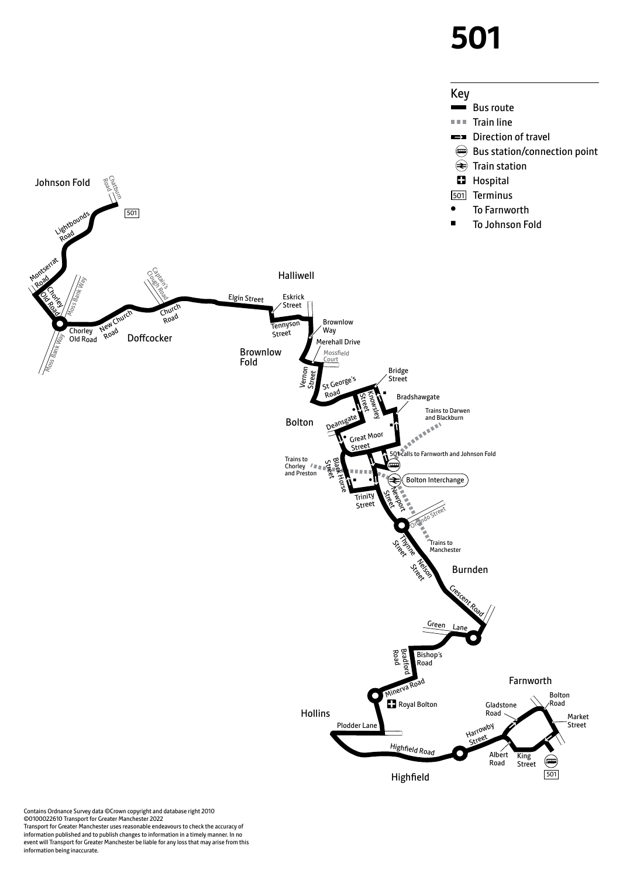# 501

## Key

- Bus route
- Train line
- Direction of travel
- Bus station/connection point
- Train station
- Hospital
- 501 Terminus
- • To Farnworth
- ■ To Johnson Fold

Johnson Fold

Chatburn Road

501

Lightbounds Road

Montserrat Road

Chorley Old Road

Moss Bank Way

Chorley Old Road

New Church Road

Doffcocker

Captain's Clough Road

Church Road

Elgin Street

Halliwell

Eskrick Street

Tennyson Street

Brownlow Way

Merehall Drive

Brownlow Fold

Mossfield Court

Vernon Street

St George's Road

Bridge Street

Knowsley Street

Bradshawgate

Bolton

Deansgate

Trains to Darwen and Blackburn

Great Moor Street

501 calls to Farnworth and Johnson Fold

Trains to Chorley and Preston

Black Horse Street

Bolton Interchange

Trinity Street

Newport Street

Orlando Street

Trains to Manchester

Thynne Street

Nelson Street

Burnden

Crescent Road

Green Lane

Bishop's Road

Bradford Road

Minerva Road

Farnworth

Royal Bolton

Hollins

Plodder Lane

Highfield Road

Highfield

Harrowby Street

Gladstone Road

Bolton Road

Market Street

Albert Road

King Street

501

Contains Ordnance Survey data ©Crown copyright and database right 2010
©0100022610 Transport for Greater Manchester 2022
Transport for Greater Manchester uses reasonable endeavours to check the accuracy of information published and to publish changes to information in a timely manner. In no event will Transport for Greater Manchester be liable for any loss that may arise from this information being inaccurate.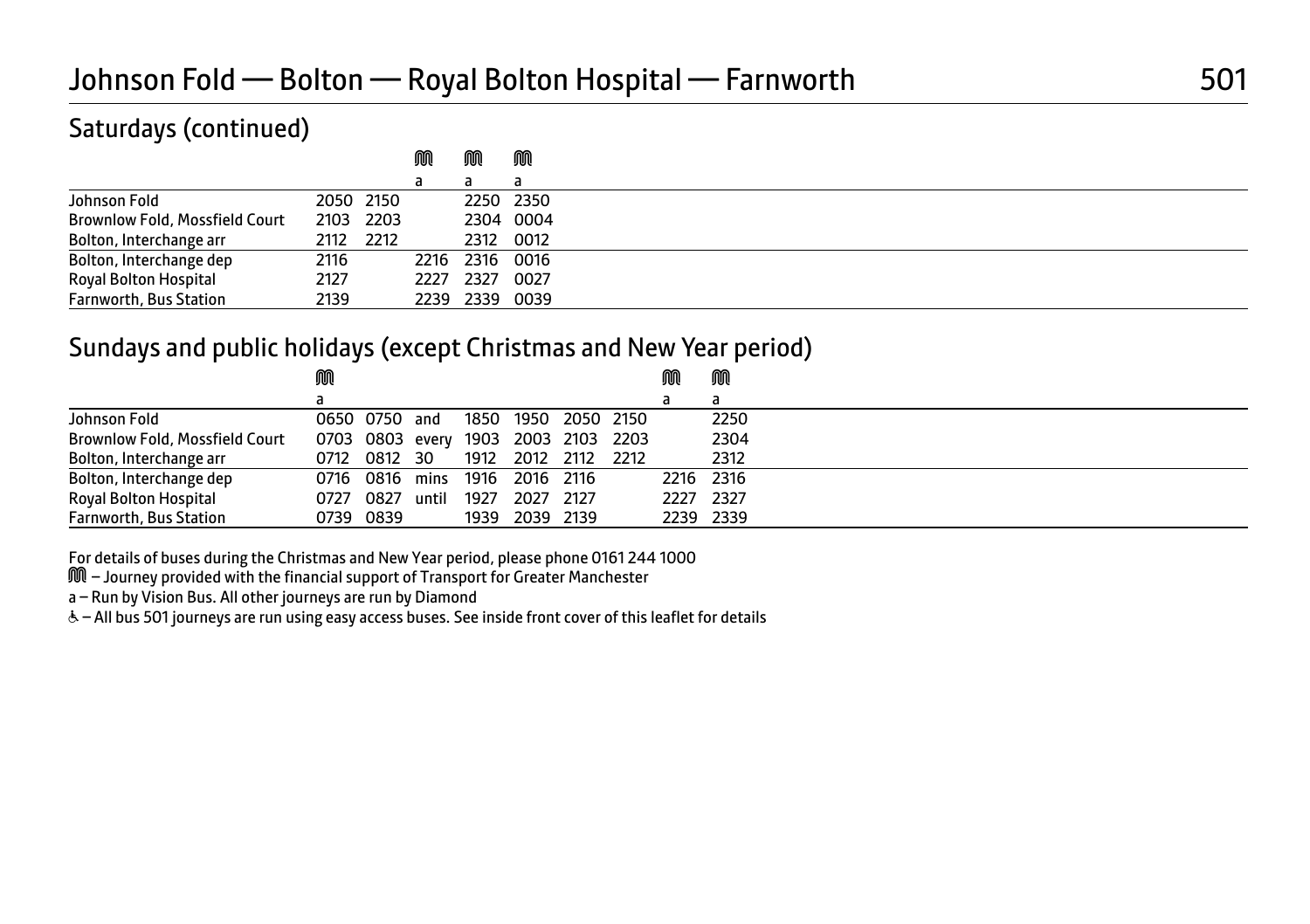# Johnson Fold — Bolton — Royal Bolton Hospital — Farnworth 501

## Saturdays (continued)

| | | | Ⓜ | Ⓜ | Ⓜ |
|---|---|---|---|---|---|
| | | | a | a | a |
| Johnson Fold | 2050 | 2150 | | 2250 | 2350 |
| Brownlow Fold, Mossfield Court | 2103 | 2203 | | 2304 | 0004 |
| Bolton, Interchange arr | 2112 | 2212 | | 2312 | 0012 |
| Bolton, Interchange dep | 2116 | | 2216 | 2316 | 0016 |
| Royal Bolton Hospital | 2127 | | 2227 | 2327 | 0027 |
| Farnworth, Bus Station | 2139 | | 2239 | 2339 | 0039 |

## Sundays and public holidays (except Christmas and New Year period)

| | Ⓜ | | | | | | | Ⓜ | Ⓜ |
|---|---|---|---|---|---|---|---|---|---|
| | a | | | | | | | a | a |
| Johnson Fold | 0650 | 0750 | and | 1850 | 1950 | 2050 | 2150 | | 2250 |
| Brownlow Fold, Mossfield Court | 0703 | 0803 | every | 1903 | 2003 | 2103 | 2203 | | 2304 |
| Bolton, Interchange arr | 0712 | 0812 | 30 | 1912 | 2012 | 2112 | 2212 | | 2312 |
| Bolton, Interchange dep | 0716 | 0816 | mins | 1916 | 2016 | 2116 | | 2216 | 2316 |
| Royal Bolton Hospital | 0727 | 0827 | until | 1927 | 2027 | 2127 | | 2227 | 2327 |
| Farnworth, Bus Station | 0739 | 0839 | | 1939 | 2039 | 2139 | | 2239 | 2339 |

For details of buses during the Christmas and New Year period, please phone 0161 244 1000

Ⓜ – Journey provided with the financial support of Transport for Greater Manchester

a – Run by Vision Bus. All other journeys are run by Diamond

♿ – All bus 501 journeys are run using easy access buses. See inside front cover of this leaflet for details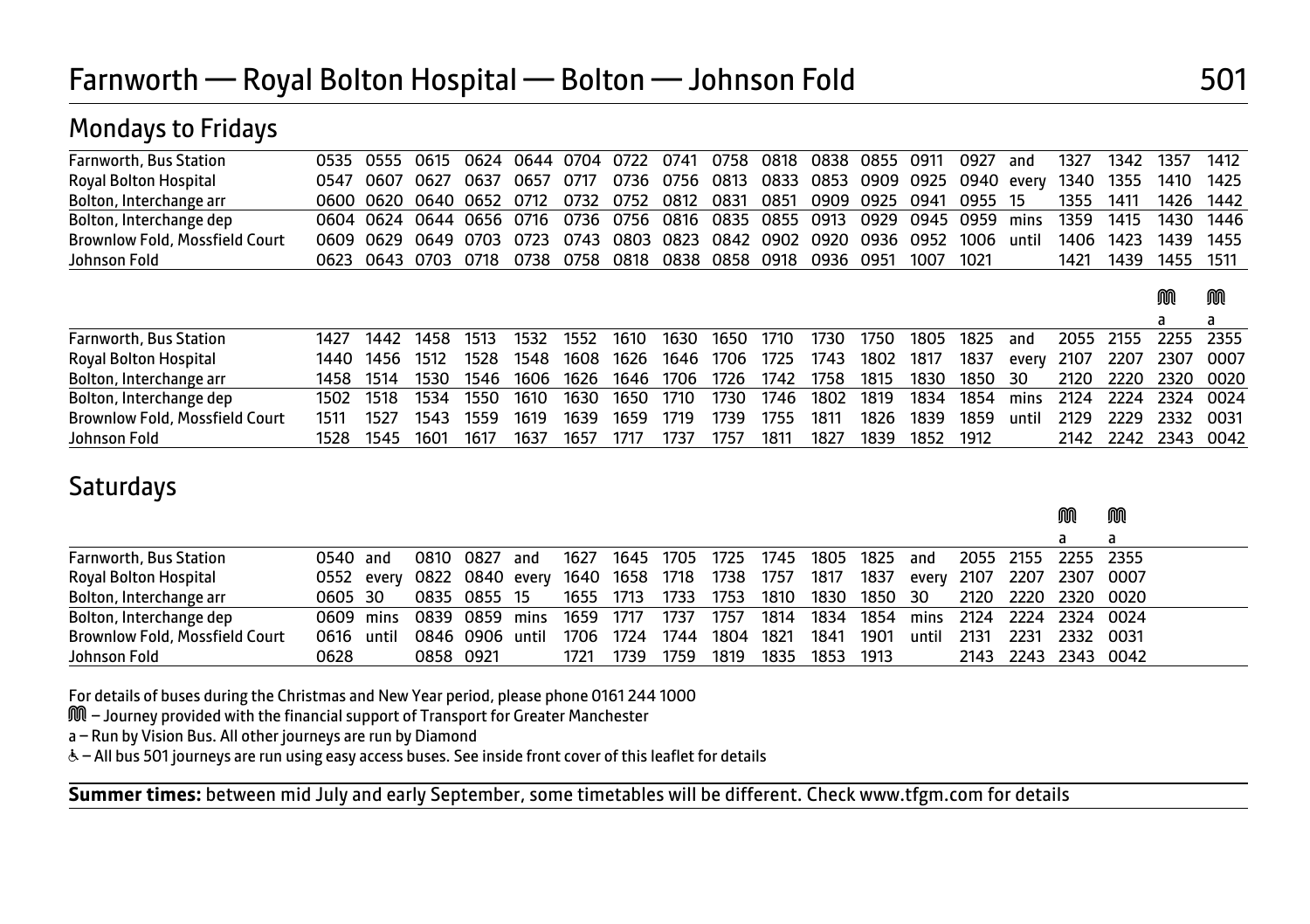# Farnworth — Royal Bolton Hospital — Bolton — Johnson Fold

## 501

## Mondays to Fridays

| | | | | | | | | | | | | | | | | | | | |
|---|---|---|---|---|---|---|---|---|---|---|---|---|---|---|---|---|---|---|---|
| Farnworth, Bus Station | 0535 | 0555 | 0615 | 0624 | 0644 | 0704 | 0722 | 0741 | 0758 | 0818 | 0838 | 0855 | 0911 | 0927 | and | 1327 | 1342 | 1357 | 1412 |
| Royal Bolton Hospital | 0547 | 0607 | 0627 | 0637 | 0657 | 0717 | 0736 | 0756 | 0813 | 0833 | 0853 | 0909 | 0925 | 0940 | every | 1340 | 1355 | 1410 | 1425 |
| Bolton, Interchange arr | 0600 | 0620 | 0640 | 0652 | 0712 | 0732 | 0752 | 0812 | 0831 | 0851 | 0909 | 0925 | 0941 | 0955 | 15 | 1355 | 1411 | 1426 | 1442 |
| Bolton, Interchange dep | 0604 | 0624 | 0644 | 0656 | 0716 | 0736 | 0756 | 0816 | 0835 | 0855 | 0913 | 0929 | 0945 | 0959 | mins | 1359 | 1415 | 1430 | 1446 |
| Brownlow Fold, Mossfield Court | 0609 | 0629 | 0649 | 0703 | 0723 | 0743 | 0803 | 0823 | 0842 | 0902 | 0920 | 0936 | 0952 | 1006 | until | 1406 | 1423 | 1439 | 1455 |
| Johnson Fold | 0623 | 0643 | 0703 | 0718 | 0738 | 0758 | 0818 | 0838 | 0858 | 0918 | 0936 | 0951 | 1007 | 1021 | | 1421 | 1439 | 1455 | 1511 |

| | | | | | | | | | | | | | | | | | | M a | M a |
|---|---|---|---|---|---|---|---|---|---|---|---|---|---|---|---|---|---|---|---|
| Farnworth, Bus Station | 1427 | 1442 | 1458 | 1513 | 1532 | 1552 | 1610 | 1630 | 1650 | 1710 | 1730 | 1750 | 1805 | 1825 | and | 2055 | 2155 | 2255 | 2355 |
| Royal Bolton Hospital | 1440 | 1456 | 1512 | 1528 | 1548 | 1608 | 1626 | 1646 | 1706 | 1725 | 1743 | 1802 | 1817 | 1837 | every | 2107 | 2207 | 2307 | 0007 |
| Bolton, Interchange arr | 1458 | 1514 | 1530 | 1546 | 1606 | 1626 | 1646 | 1706 | 1726 | 1742 | 1758 | 1815 | 1830 | 1850 | 30 | 2120 | 2220 | 2320 | 0020 |
| Bolton, Interchange dep | 1502 | 1518 | 1534 | 1550 | 1610 | 1630 | 1650 | 1710 | 1730 | 1746 | 1802 | 1819 | 1834 | 1854 | mins | 2124 | 2224 | 2324 | 0024 |
| Brownlow Fold, Mossfield Court | 1511 | 1527 | 1543 | 1559 | 1619 | 1639 | 1659 | 1719 | 1739 | 1755 | 1811 | 1826 | 1839 | 1859 | until | 2129 | 2229 | 2332 | 0031 |
| Johnson Fold | 1528 | 1545 | 1601 | 1617 | 1637 | 1657 | 1717 | 1737 | 1757 | 1811 | 1827 | 1839 | 1852 | 1912 | | 2142 | 2242 | 2343 | 0042 |

## Saturdays

| | | | | | | | | | | | | | | | | | M a | M a |
|---|---|---|---|---|---|---|---|---|---|---|---|---|---|---|---|---|---|---|
| Farnworth, Bus Station | 0540 | and | 0810 | 0827 | and | 1627 | 1645 | 1705 | 1725 | 1745 | 1805 | 1825 | and | 2055 | 2155 | 2255 | 2355 |
| Royal Bolton Hospital | 0552 | every | 0822 | 0840 | every | 1640 | 1658 | 1718 | 1738 | 1757 | 1817 | 1837 | every | 2107 | 2207 | 2307 | 0007 |
| Bolton, Interchange arr | 0605 | 30 | 0835 | 0855 | 15 | 1655 | 1713 | 1733 | 1753 | 1810 | 1830 | 1850 | 30 | 2120 | 2220 | 2320 | 0020 |
| Bolton, Interchange dep | 0609 | mins | 0839 | 0859 | mins | 1659 | 1717 | 1737 | 1757 | 1814 | 1834 | 1854 | mins | 2124 | 2224 | 2324 | 0024 |
| Brownlow Fold, Mossfield Court | 0616 | until | 0846 | 0906 | until | 1706 | 1724 | 1744 | 1804 | 1821 | 1841 | 1901 | until | 2131 | 2231 | 2332 | 0031 |
| Johnson Fold | 0628 | | 0858 | 0921 | | 1721 | 1739 | 1759 | 1819 | 1835 | 1853 | 1913 | | 2143 | 2243 | 2343 | 0042 |

For details of buses during the Christmas and New Year period, please phone 0161 244 1000

M – Journey provided with the financial support of Transport for Greater Manchester

a – Run by Vision Bus. All other journeys are run by Diamond

♿ – All bus 501 journeys are run using easy access buses. See inside front cover of this leaflet for details

**Summer times:** between mid July and early September, some timetables will be different. Check www.tfgm.com for details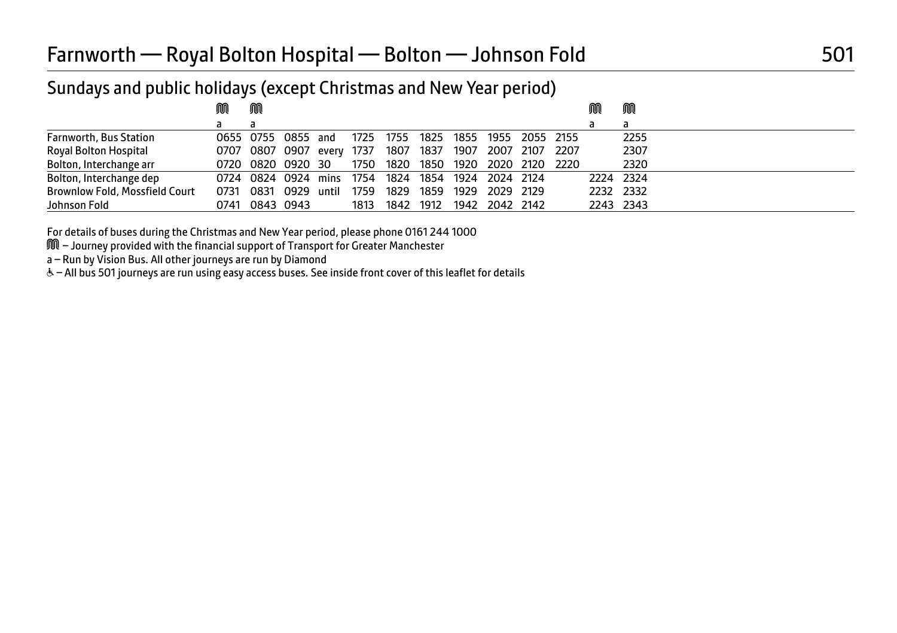# Farnworth — Royal Bolton Hospital — Bolton — Johnson Fold

## 501

## Sundays and public holidays (except Christmas and New Year period)

| | M | M | | | | | | | | | | M | M |
|---|---|---|---|---|---|---|---|---|---|---|---|---|---|
| | a | a | | | | | | | | | | a | a |
| Farnworth, Bus Station | 0655 | 0755 | 0855 | and | 1725 | 1755 | 1825 | 1855 | 1955 | 2055 | 2155 | | 2255 |
| Royal Bolton Hospital | 0707 | 0807 | 0907 | every | 1737 | 1807 | 1837 | 1907 | 2007 | 2107 | 2207 | | 2307 |
| Bolton, Interchange arr | 0720 | 0820 | 0920 | 30 | 1750 | 1820 | 1850 | 1920 | 2020 | 2120 | 2220 | | 2320 |
| Bolton, Interchange dep | 0724 | 0824 | 0924 | mins | 1754 | 1824 | 1854 | 1924 | 2024 | 2124 | | 2224 | 2324 |
| Brownlow Fold, Mossfield Court | 0731 | 0831 | 0929 | until | 1759 | 1829 | 1859 | 1929 | 2029 | 2129 | | 2232 | 2332 |
| Johnson Fold | 0741 | 0843 | 0943 | | 1813 | 1842 | 1912 | 1942 | 2042 | 2142 | | 2243 | 2343 |

For details of buses during the Christmas and New Year period, please phone 0161 244 1000

M – Journey provided with the financial support of Transport for Greater Manchester

a – Run by Vision Bus. All other journeys are run by Diamond

♿ – All bus 501 journeys are run using easy access buses. See inside front cover of this leaflet for details